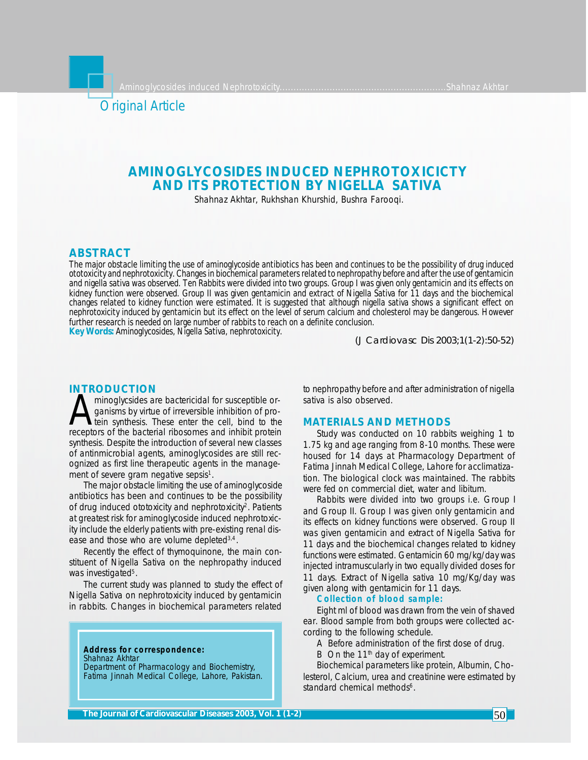Original Article

# AMINOGLYCOSIDES INDUCED NEPHROTOXICICTY AND ITS PROTECTION BY NIGELLA SATIVA

Shahnaz Akhtar, Rukhshan Khurshid, Bushra Farooqi.

## ABSTRACT

The major obstacle limiting the use of aminoglycoside antibiotics has been and continues to be the possibility of drug induced ototoxicity and nephrotoxicity. Changes in biochemical parameters related to nephropathy before and after the use of gentamicin and nigella sativa was observed. Ten Rabbits were divided into two groups. Group I was given only gentamicin and its effects on kidney function were observed. Group II was given gentamicin and extract of Nigella Sativa for 11 days and the biochemical changes related to kidney function were estimated. It is suggested that although nigella sativa shows a significant effect on nephrotoxicity induced by gentamicin but its effect on the level of serum calcium and cholesterol may be dangerous. However further research is needed on large number of rabbits to reach on a definite conclusion.

**Key Words:** Aminoglycosides, Nigella Sativa, nephrotoxicity.

(J Cardiovasc Dis 2003;1(1-2):50-52)

## INTRODUCTION

Aminoglycsides are bactericidal for susceptible organisms by virtue of irreversible inhibition of protein synthesis. These enter the cell, bind to the receptors of the bacterial ribosomes and inhibit protein synthesis. Despite the introduction of several new classes of antinmicrobial agents, aminoglycosides are still recognized as first line therapeutic agents in the management of severe gram negative sepsis[1].

The major obstacle limiting the use of aminoglycoside antibiotics has been and continues to be the possibility of drug induced ototoxicity and nephrotoxicity[2]. Patients at greatest risk for aminoglycoside induced nephrotoxicity include the elderly patients with pre-existing renal disease and those who are volume depleted[3,4].

Recently the effect of thymoquinone, the main constituent of Nigella Sativa on the nephropathy induced was investigated[5].

The current study was planned to study the effect of Nigella Sativa on nephrotoxicity induced by gentamicin in rabbits. Changes in biochemical parameters related to nephropathy before and after administration of nigella sativa is also observed.

**Address for correspondence:**
Shahnaz Akhtar
Department of Pharmacology and Biochemistry,
Fatima Jinnah Medical College, Lahore, Pakistan.

## MATERIALS AND METHODS

Study was conducted on 10 rabbits weighing 1 to 1.75 kg and age ranging from 8-10 months. These were housed for 14 days at Pharmacology Department of Fatima Jinnah Medical College, Lahore for acclimatization. The biological clock was maintained. The rabbits were fed on commercial diet, water and libitum.

Rabbits were divided into two groups i.e. Group I and Group II. Group I was given only gentamicin and its effects on kidney functions were observed. Group II was given gentamicin and extract of Nigella Sativa for 11 days and the biochemical changes related to kidney functions were estimated. Gentamicin 60 mg/kg/day was injected intramuscularly in two equally divided doses for 11 days. Extract of Nigella sativa 10 mg/Kg/day was given along with gentamicin for 11 days.

### Collection of blood sample:

Eight ml of blood was drawn from the vein of shaved ear. Blood sample from both groups were collected according to the following schedule.

A Before administration of the first dose of drug.

B On the 11th day of experiment.

Biochemical parameters like protein, Albumin, Cholesterol, Calcium, urea and creatinine were estimated by standard chemical methods[6].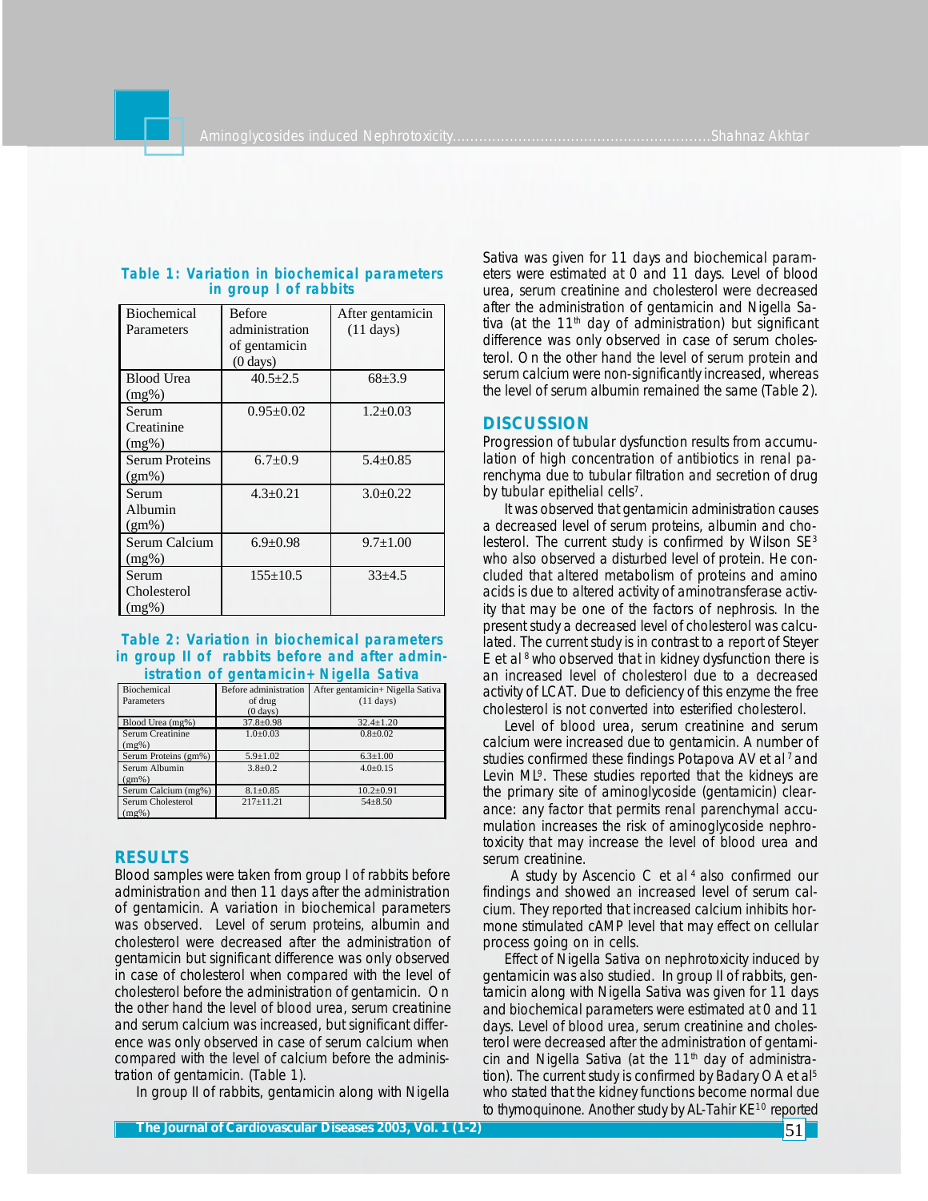**Table 1: Variation in biochemical parameters in group I of rabbits**

| Biochemical Parameters | Before administration of gentamicin (0 days) | After gentamicin (11 days) |
|---|---|---|
| Blood Urea (mg%) | 40.5±2.5 | 68±3.9 |
| Serum Creatinine (mg%) | 0.95±0.02 | 1.2±0.03 |
| Serum Proteins (gm%) | 6.7±0.9 | 5.4±0.85 |
| Serum Albumin (gm%) | 4.3±0.21 | 3.0±0.22 |
| Serum Calcium (mg%) | 6.9±0.98 | 9.7±1.00 |
| Serum Cholesterol (mg%) | 155±10.5 | 33±4.5 |

**Table 2: Variation in biochemical parameters in group II of rabbits before and after administration of gentamicin+ Nigella Sativa**

| Biochemical Parameters | Before administration of drug (0 days) | After gentamicin+ Nigella Sativa (11 days) |
|---|---|---|
| Blood Urea (mg%) | 37.8±0.98 | 32.4±1.20 |
| Serum Creatinine (mg%) | 1.0±0.03 | 0.8±0.02 |
| Serum Proteins (gm%) | 5.9±1.02 | 6.3±1.00 |
| Serum Albumin (gm%) | 3.8±0.2 | 4.0±0.15 |
| Serum Calcium (mg%) | 8.1±0.85 | 10.2±0.91 |
| Serum Cholesterol (mg%) | 217±11.21 | 54±8.50 |

## RESULTS

Blood samples were taken from group I of rabbits before administration and then 11 days after the administration of gentamicin. A variation in biochemical parameters was observed. Level of serum proteins, albumin and cholesterol were decreased after the administration of gentamicin but significant difference was only observed in case of cholesterol when compared with the level of cholesterol before the administration of gentamicin. On the other hand the level of blood urea, serum creatinine and serum calcium was increased, but significant difference was only observed in case of serum calcium when compared with the level of calcium before the administration of gentamicin. (Table 1).

In group II of rabbits, gentamicin along with Nigella Sativa was given for 11 days and biochemical parameters were estimated at 0 and 11 days. Level of blood urea, serum creatinine and cholesterol were decreased after the administration of gentamicin and Nigella Sativa (at the 11[th] day of administration) but significant difference was only observed in case of serum cholesterol. On the other hand the level of serum protein and serum calcium were non-significantly increased, whereas the level of serum albumin remained the same (Table 2).

## DISCUSSION

Progression of tubular dysfunction results from accumulation of high concentration of antibiotics in renal parenchyma due to tubular filtration and secretion of drug by tubular epithelial cells[7].

It was observed that gentamicin administration causes a decreased level of serum proteins, albumin and cholesterol. The current study is confirmed by Wilson SE[3] who also observed a disturbed level of protein. He concluded that altered metabolism of proteins and amino acids is due to altered activity of aminotransferase activity that may be one of the factors of nephrosis. In the present study a decreased level of cholesterol was calculated. The current study is in contrast to a report of Steyer E et al[8] who observed that in kidney dysfunction there is an increased level of cholesterol due to a decreased activity of LCAT. Due to deficiency of this enzyme the free cholesterol is not converted into esterified cholesterol.

Level of blood urea, serum creatinine and serum calcium were increased due to gentamicin. A number of studies confirmed these findings Potapova AV et al[7] and Levin ML[9]. These studies reported that the kidneys are the primary site of aminoglycoside (gentamicin) clearance: any factor that permits renal parenchymal accumulation increases the risk of aminoglycoside nephrotoxicity that may increase the level of blood urea and serum creatinine.

A study by Ascencio C et al[4] also confirmed our findings and showed an increased level of serum calcium. They reported that increased calcium inhibits hormone stimulated cAMP level that may effect on cellular process going on in cells.

Effect of Nigella Sativa on nephrotoxicity induced by gentamicin was also studied. In group II of rabbits, gentamicin along with Nigella Sativa was given for 11 days and biochemical parameters were estimated at 0 and 11 days. Level of blood urea, serum creatinine and cholesterol were decreased after the administration of gentamicin and Nigella Sativa (at the 11[th] day of administration). The current study is confirmed by Badary OA et al[5] who stated that the kidney functions become normal due to thymoquinone. Another study by AL-Tahir KE[10] reported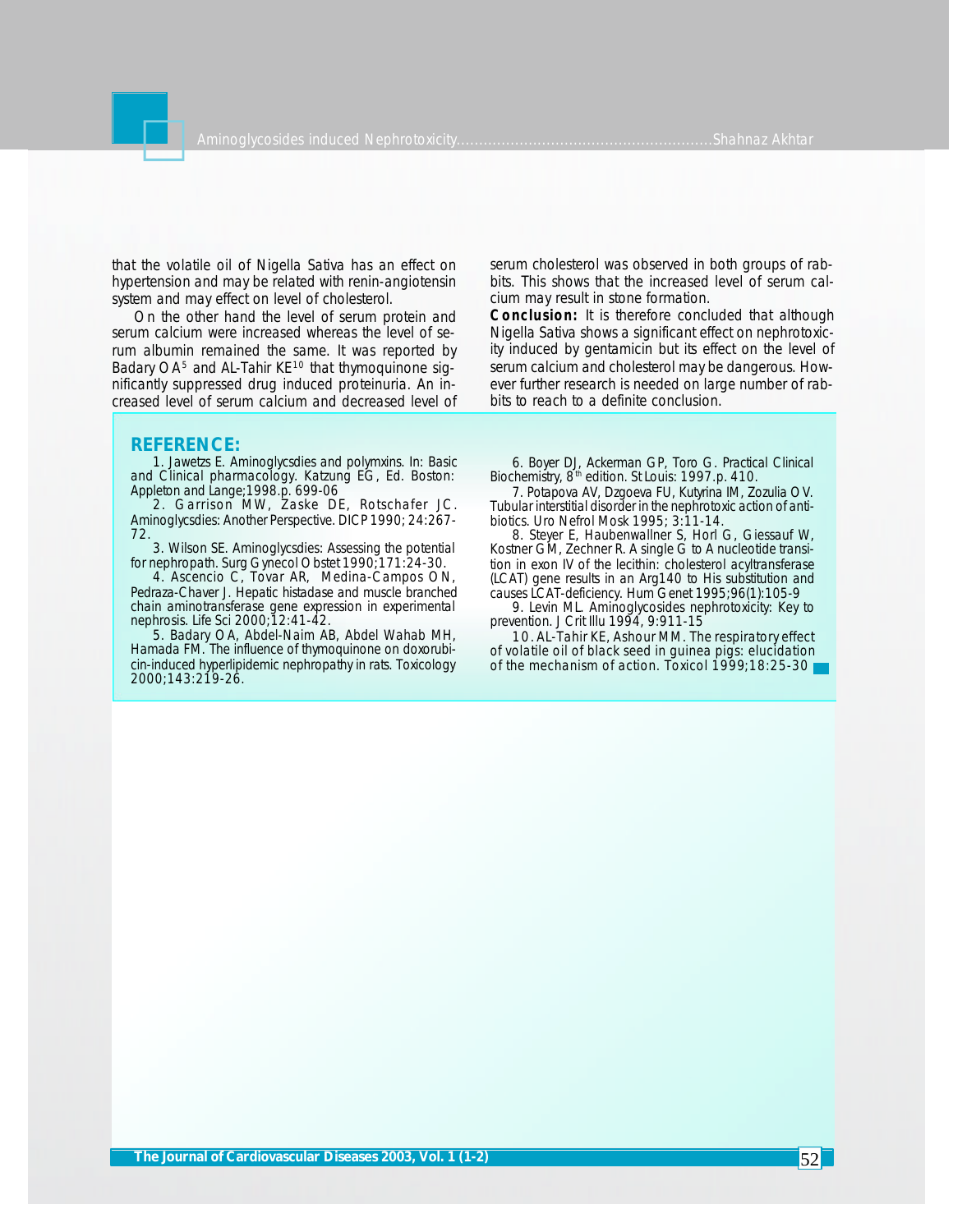that the volatile oil of Nigella Sativa has an effect on hypertension and may be related with renin-angiotensin system and may effect on level of cholesterol.

On the other hand the level of serum protein and serum calcium were increased whereas the level of serum albumin remained the same. It was reported by Badary OA[5] and AL-Tahir KE[10] that thymoquinone significantly suppressed drug induced proteinuria. An increased level of serum calcium and decreased level of serum cholesterol was observed in both groups of rabbits. This shows that the increased level of serum calcium may result in stone formation.

**Conclusion:** It is therefore concluded that although Nigella Sativa shows a significant effect on nephrotoxicity induced by gentamicin but its effect on the level of serum calcium and cholesterol may be dangerous. However further research is needed on large number of rabbits to reach to a definite conclusion.

## REFERENCE:

1. Jawetzs E. Aminoglycsdies and polymxins. In: Basic and Clinical pharmacology. Katzung EG, Ed. Boston: Appleton and Lange;1998.p. 699-06
2. Garrison MW, Zaske DE, Rotschafer JC. Aminoglycsdies: Another Perspective. DICP 1990; 24:267-72.
3. Wilson SE. Aminoglycsdies: Assessing the potential for nephropath. Surg Gynecol Obstet 1990;171:24-30.
4. Ascencio C, Tovar AR, Medina-Campos ON, Pedraza-Chaver J. Hepatic histadase and muscle branched chain aminotransferase gene expression in experimental nephrosis. Life Sci 2000;12:41-42.
5. Badary OA, Abdel-Naim AB, Abdel Wahab MH, Hamada FM. The influence of thymoquinone on doxorubicin-induced hyperlipidemic nephropathy in rats. Toxicology 2000;143:219-26.
6. Boyer DJ, Ackerman GP, Toro G. Practical Clinical Biochemistry, 8th edition. St Louis: 1997.p. 410.
7. Potapova AV, Dzgoeva FU, Kutyrina IM, Zozulia OV. Tubular interstitial disorder in the nephrotoxic action of antibiotics. Uro Nefrol Mosk 1995; 3:11-14.
8. Steyer E, Haubenwallner S, Horl G, Giessauf W, Kostner GM, Zechner R. A single G to A nucleotide transition in exon IV of the lecithin: cholesterol acyltransferase (LCAT) gene results in an Arg140 to His substitution and causes LCAT-deficiency. Hum Genet 1995;96(1):105-9
9. Levin ML. Aminoglycosides nephrotoxicity: Key to prevention. J Crit Illu 1994, 9:911-15
10. AL-Tahir KE, Ashour MM. The respiratory effect of volatile oil of black seed in guinea pigs: elucidation of the mechanism of action. Toxicol 1999;18:25-30